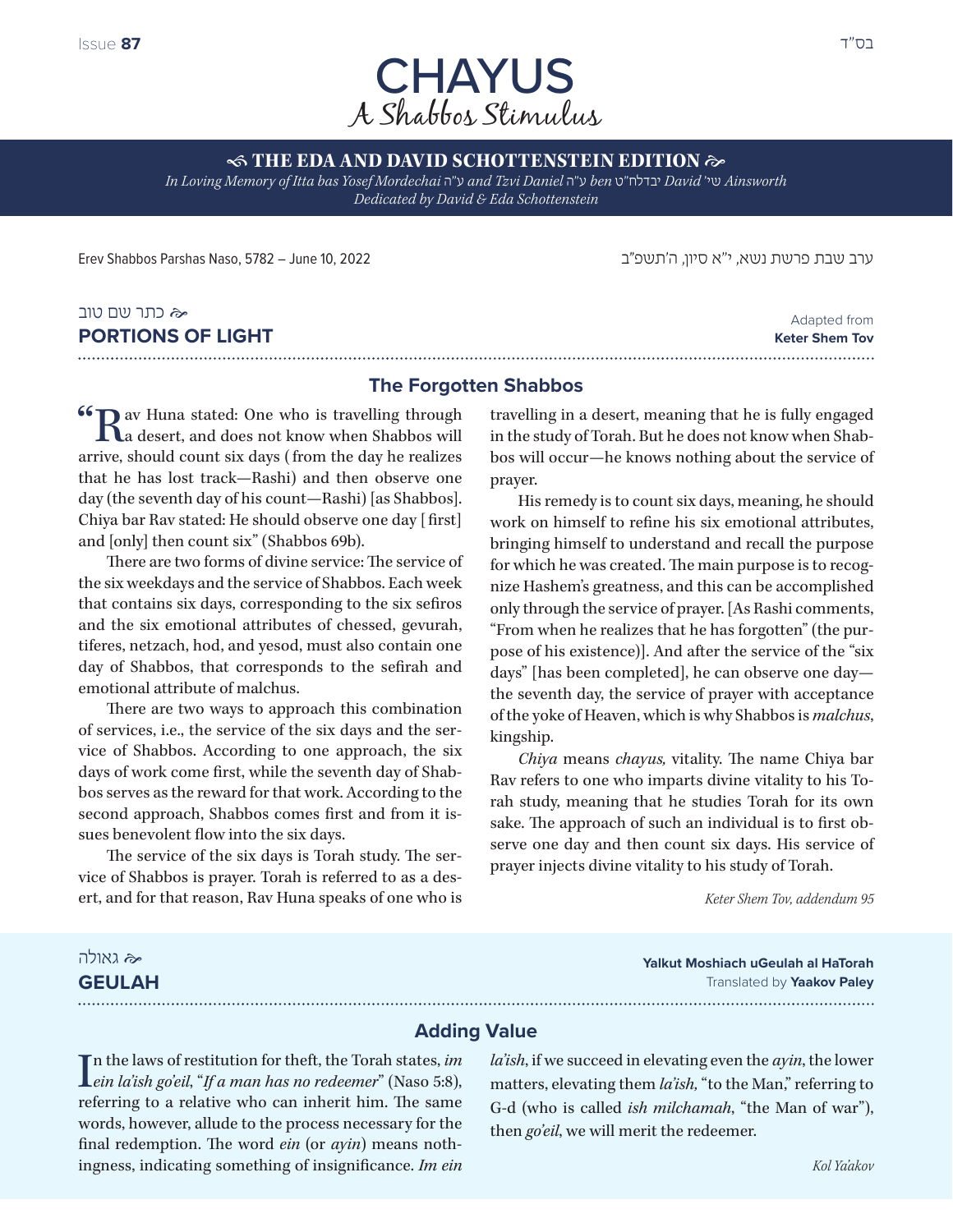Issue **87**

בס"ד

# CHAYUS
## A Shabbos Stimulus

**THE EDA AND DAVID SCHOTTENSTEIN EDITION**

*In Loving Memory of Itta bas Yosef Mordechai ע"ה and Tzvi Daniel ע"ה ben יבדלח"ט David שי' Ainsworth*
*Dedicated by David & Eda Schottenstein*

Erev Shabbos Parshas Naso, 5782 – June 10, 2022

ערב שבת פרשת נשא, י"א סיון, ה'תשפ"ב

---

כתר שם טוב
## PORTIONS OF LIGHT

Adapted from **Keter Shem Tov**

### The Forgotten Shabbos

"Rav Huna stated: One who is travelling through a desert, and does not know when Shabbos will arrive, should count six days (from the day he realizes that he has lost track—Rashi) and then observe one day (the seventh day of his count—Rashi) [as Shabbos]. Chiya bar Rav stated: He should observe one day [first] and [only] then count six" (Shabbos 69b).

There are two forms of divine service: The service of the six weekdays and the service of Shabbos. Each week that contains six days, corresponding to the six sefiros and the six emotional attributes of chessed, gevurah, tiferes, netzach, hod, and yesod, must also contain one day of Shabbos, that corresponds to the sefirah and emotional attribute of malchus.

There are two ways to approach this combination of services, i.e., the service of the six days and the service of Shabbos. According to one approach, the six days of work come first, while the seventh day of Shabbos serves as the reward for that work. According to the second approach, Shabbos comes first and from it issues benevolent flow into the six days.

The service of the six days is Torah study. The service of Shabbos is prayer. Torah is referred to as a desert, and for that reason, Rav Huna speaks of one who is travelling in a desert, meaning that he is fully engaged in the study of Torah. But he does not know when Shabbos will occur—he knows nothing about the service of prayer.

His remedy is to count six days, meaning, he should work on himself to refine his six emotional attributes, bringing himself to understand and recall the purpose for which he was created. The main purpose is to recognize Hashem's greatness, and this can be accomplished only through the service of prayer. [As Rashi comments, "From when he realizes that he has forgotten" (the purpose of his existence)]. And after the service of the "six days" [has been completed], he can observe one day—the seventh day, the service of prayer with acceptance of the yoke of Heaven, which is why Shabbos is *malchus*, kingship.

*Chiya* means *chayus,* vitality. The name Chiya bar Rav refers to one who imparts divine vitality to his Torah study, meaning that he studies Torah for its own sake. The approach of such an individual is to first observe one day and then count six days. His service of prayer injects divine vitality to his study of Torah.

*Keter Shem Tov, addendum 95*

---

גאולה
## GEULAH

**Yalkut Moshiach uGeulah al HaTorah**
Translated by **Yaakov Paley**

### Adding Value

In the laws of restitution for theft, the Torah states, *im ein la'ish go'eil*, "*If a man has no redeemer*" (Naso 5:8), referring to a relative who can inherit him. The same words, however, allude to the process necessary for the final redemption. The word *ein* (or *ayin*) means nothingness, indicating something of insignificance. *Im ein la'ish*, if we succeed in elevating even the *ayin*, the lower matters, elevating them *la'ish,* "to the Man," referring to G-d (who is called *ish milchamah*, "the Man of war"), then *go'eil*, we will merit the redeemer.

*Kol Ya'akov*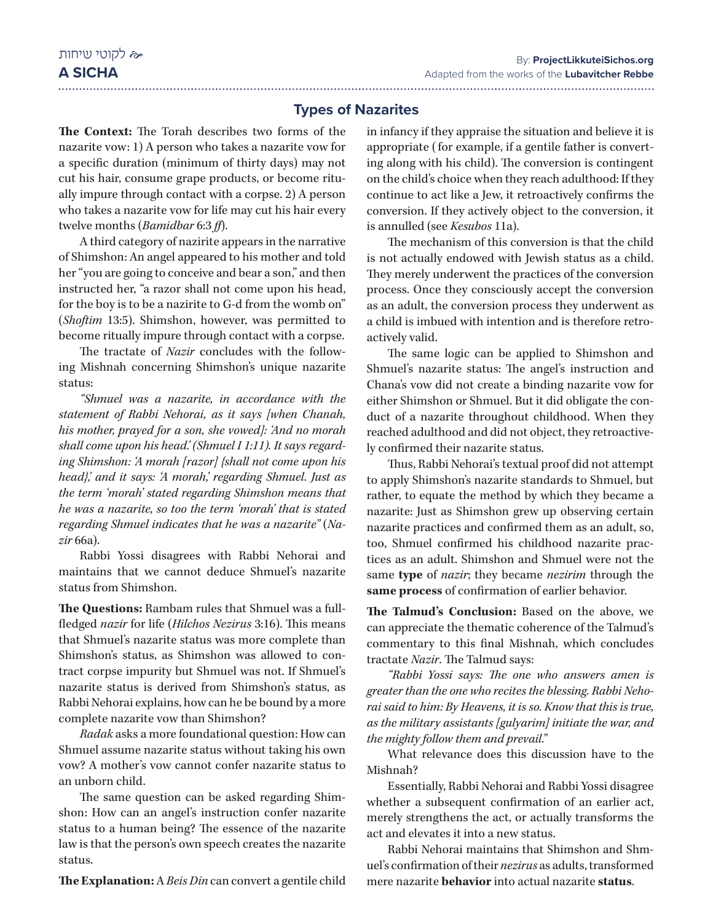## Types of Nazarites

**The Context:** The Torah describes two forms of the nazarite vow: 1) A person who takes a nazarite vow for a specific duration (minimum of thirty days) may not cut his hair, consume grape products, or become ritually impure through contact with a corpse. 2) A person who takes a nazarite vow for life may cut his hair every twelve months (*Bamidbar* 6:3 *ff*).

A third category of nazirite appears in the narrative of Shimshon: An angel appeared to his mother and told her "you are going to conceive and bear a son," and then instructed her, "a razor shall not come upon his head, for the boy is to be a nazirite to G-d from the womb on" (*Shoftim* 13:5). Shimshon, however, was permitted to become ritually impure through contact with a corpse.

The tractate of *Nazir* concludes with the following Mishnah concerning Shimshon's unique nazarite status:

*"Shmuel was a nazarite, in accordance with the statement of Rabbi Nehorai, as it says [when Chanah, his mother, prayed for a son, she vowed]: 'And no morah shall come upon his head.' (Shmuel I 1:11). It says regarding Shimshon: 'A morah [razor] {shall not come upon his head},' and it says: 'A morah,' regarding Shmuel. Just as the term 'morah' stated regarding Shimshon means that he was a nazarite, so too the term 'morah' that is stated regarding Shmuel indicates that he was a nazarite"* (*Nazir* 66a).

Rabbi Yossi disagrees with Rabbi Nehorai and maintains that we cannot deduce Shmuel's nazarite status from Shimshon.

**The Questions:** Rambam rules that Shmuel was a full-fledged *nazir* for life (*Hilchos Nezirus* 3:16). This means that Shmuel's nazarite status was more complete than Shimshon's status, as Shimshon was allowed to contract corpse impurity but Shmuel was not. If Shmuel's nazarite status is derived from Shimshon's status, as Rabbi Nehorai explains, how can he be bound by a more complete nazarite vow than Shimshon?

*Radak* asks a more foundational question: How can Shmuel assume nazarite status without taking his own vow? A mother's vow cannot confer nazarite status to an unborn child.

The same question can be asked regarding Shimshon: How can an angel's instruction confer nazarite status to a human being? The essence of the nazarite law is that the person's own speech creates the nazarite status.

**The Explanation:** A *Beis Din* can convert a gentile child in infancy if they appraise the situation and believe it is appropriate ( for example, if a gentile father is converting along with his child). The conversion is contingent on the child's choice when they reach adulthood: If they continue to act like a Jew, it retroactively confirms the conversion. If they actively object to the conversion, it is annulled (see *Kesubos* 11a).

The mechanism of this conversion is that the child is not actually endowed with Jewish status as a child. They merely underwent the practices of the conversion process. Once they consciously accept the conversion as an adult, the conversion process they underwent as a child is imbued with intention and is therefore retroactively valid.

The same logic can be applied to Shimshon and Shmuel's nazarite status: The angel's instruction and Chana's vow did not create a binding nazarite vow for either Shimshon or Shmuel. But it did obligate the conduct of a nazarite throughout childhood. When they reached adulthood and did not object, they retroactively confirmed their nazarite status.

Thus, Rabbi Nehorai's textual proof did not attempt to apply Shimshon's nazarite standards to Shmuel, but rather, to equate the method by which they became a nazarite: Just as Shimshon grew up observing certain nazarite practices and confirmed them as an adult, so, too, Shmuel confirmed his childhood nazarite practices as an adult. Shimshon and Shmuel were not the same **type** of *nazir*; they became *nezirim* through the **same process** of confirmation of earlier behavior.

**The Talmud's Conclusion:** Based on the above, we can appreciate the thematic coherence of the Talmud's commentary to this final Mishnah, which concludes tractate *Nazir*. The Talmud says:

*"Rabbi Yossi says: The one who answers amen is greater than the one who recites the blessing. Rabbi Nehorai said to him: By Heavens, it is so. Know that this is true, as the military assistants [gulyarim] initiate the war, and the mighty follow them and prevail."*

What relevance does this discussion have to the Mishnah?

Essentially, Rabbi Nehorai and Rabbi Yossi disagree whether a subsequent confirmation of an earlier act, merely strengthens the act, or actually transforms the act and elevates it into a new status.

Rabbi Nehorai maintains that Shimshon and Shmuel's confirmation of their *nezirus* as adults, transformed mere nazarite **behavior** into actual nazarite **status**.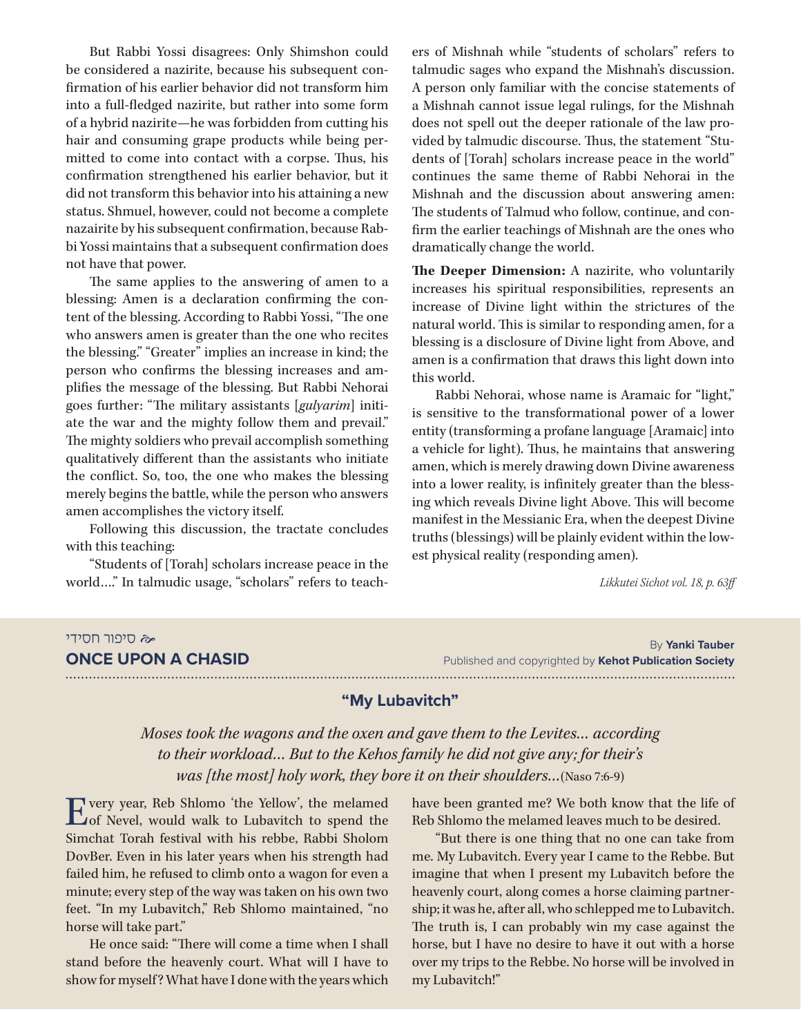But Rabbi Yossi disagrees: Only Shimshon could be considered a nazirite, because his subsequent confirmation of his earlier behavior did not transform him into a full-fledged nazirite, but rather into some form of a hybrid nazirite—he was forbidden from cutting his hair and consuming grape products while being permitted to come into contact with a corpse. Thus, his confirmation strengthened his earlier behavior, but it did not transform this behavior into his attaining a new status. Shmuel, however, could not become a complete nazairite by his subsequent confirmation, because Rabbi Yossi maintains that a subsequent confirmation does not have that power.

The same applies to the answering of amen to a blessing: Amen is a declaration confirming the content of the blessing. According to Rabbi Yossi, "The one who answers amen is greater than the one who recites the blessing." "Greater" implies an increase in kind; the person who confirms the blessing increases and amplifies the message of the blessing. But Rabbi Nehorai goes further: "The military assistants [*gulyarim*] initiate the war and the mighty follow them and prevail." The mighty soldiers who prevail accomplish something qualitatively different than the assistants who initiate the conflict. So, too, the one who makes the blessing merely begins the battle, while the person who answers amen accomplishes the victory itself.

Following this discussion, the tractate concludes with this teaching:

"Students of [Torah] scholars increase peace in the world…." In talmudic usage, "scholars" refers to teachers of Mishnah while "students of scholars" refers to talmudic sages who expand the Mishnah's discussion. A person only familiar with the concise statements of a Mishnah cannot issue legal rulings, for the Mishnah does not spell out the deeper rationale of the law provided by talmudic discourse. Thus, the statement "Students of [Torah] scholars increase peace in the world" continues the same theme of Rabbi Nehorai in the Mishnah and the discussion about answering amen: The students of Talmud who follow, continue, and confirm the earlier teachings of Mishnah are the ones who dramatically change the world.

**The Deeper Dimension:** A nazirite, who voluntarily increases his spiritual responsibilities, represents an increase of Divine light within the strictures of the natural world. This is similar to responding amen, for a blessing is a disclosure of Divine light from Above, and amen is a confirmation that draws this light down into this world.

Rabbi Nehorai, whose name is Aramaic for "light," is sensitive to the transformational power of a lower entity (transforming a profane language [Aramaic] into a vehicle for light). Thus, he maintains that answering amen, which is merely drawing down Divine awareness into a lower reality, is infinitely greater than the blessing which reveals Divine light Above. This will become manifest in the Messianic Era, when the deepest Divine truths (blessings) will be plainly evident within the lowest physical reality (responding amen).

*Likkutei Sichot vol. 18, p. 63ff*

סיפור חסידי

## ONCE UPON A CHASID

By **Yanki Tauber**
Published and copyrighted by **Kehot Publication Society**

### "My Lubavitch"

*Moses took the wagons and the oxen and gave them to the Levites… according to their workload… But to the Kehos family he did not give any; for their's was [the most] holy work, they bore it on their shoulders…* (Naso 7:6-9)

Every year, Reb Shlomo 'the Yellow', the melamed of Nevel, would walk to Lubavitch to spend the Simchat Torah festival with his rebbe, Rabbi Sholom DovBer. Even in his later years when his strength had failed him, he refused to climb onto a wagon for even a minute; every step of the way was taken on his own two feet. "In my Lubavitch," Reb Shlomo maintained, "no horse will take part."

He once said: "There will come a time when I shall stand before the heavenly court. What will I have to show for myself? What have I done with the years which have been granted me? We both know that the life of Reb Shlomo the melamed leaves much to be desired.

"But there is one thing that no one can take from me. My Lubavitch. Every year I came to the Rebbe. But imagine that when I present my Lubavitch before the heavenly court, along comes a horse claiming partnership; it was he, after all, who schlepped me to Lubavitch. The truth is, I can probably win my case against the horse, but I have no desire to have it out with a horse over my trips to the Rebbe. No horse will be involved in my Lubavitch!"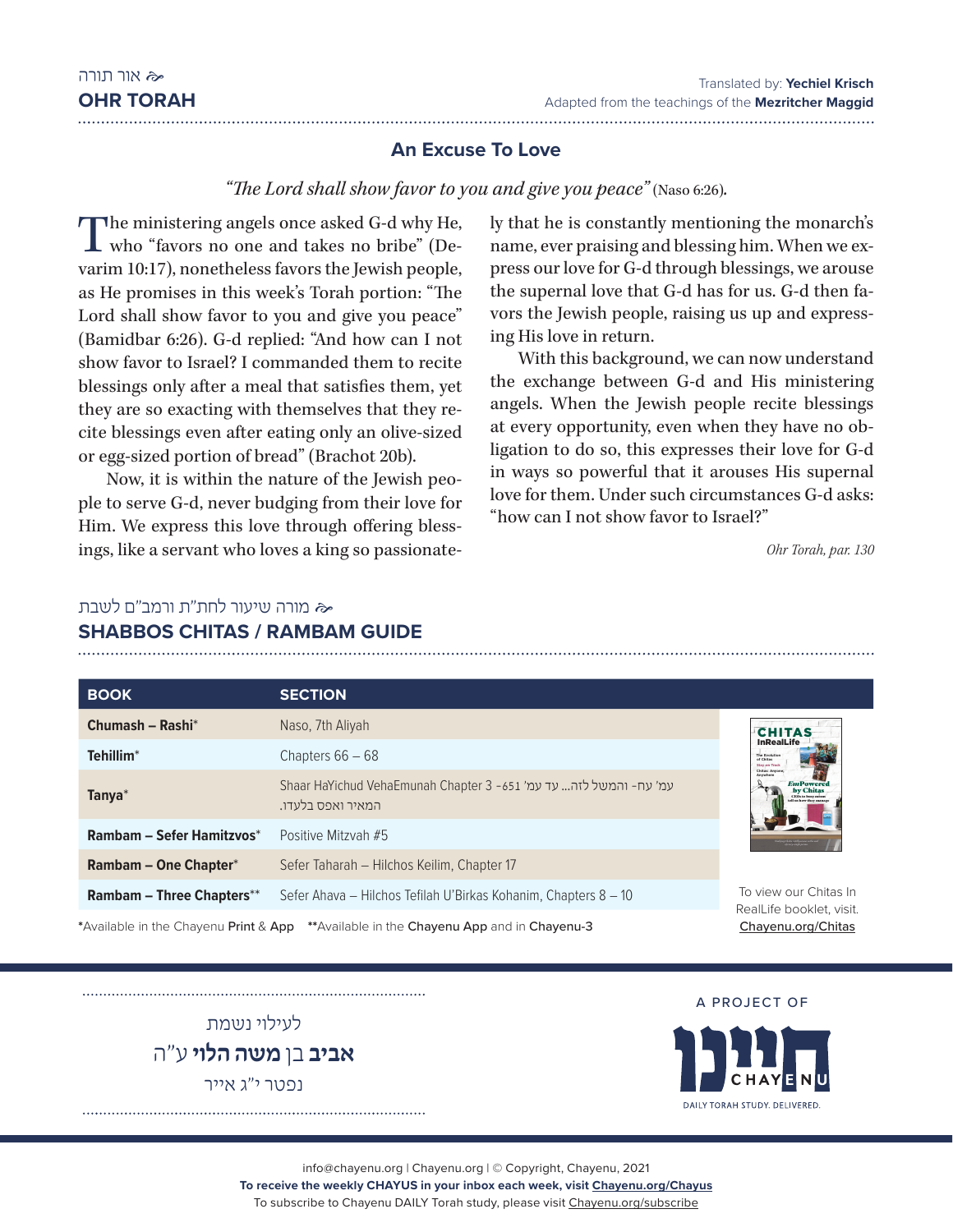## אור תורה
## OHR TORAH

Translated by: **Yechiel Krisch**
Adapted from the teachings of the **Mezritcher Maggid**

### An Excuse To Love

*"The Lord shall show favor to you and give you peace"* (Naso 6:26).

The ministering angels once asked G-d why He, who "favors no one and takes no bribe" (Devarim 10:17), nonetheless favors the Jewish people, as He promises in this week's Torah portion: "The Lord shall show favor to you and give you peace" (Bamidbar 6:26). G-d replied: "And how can I not show favor to Israel? I commanded them to recite blessings only after a meal that satisfies them, yet they are so exacting with themselves that they recite blessings even after eating only an olive-sized or egg-sized portion of bread" (Brachot 20b).

Now, it is within the nature of the Jewish people to serve G-d, never budging from their love for Him. We express this love through offering blessings, like a servant who loves a king so passionately that he is constantly mentioning the monarch's name, ever praising and blessing him. When we express our love for G-d through blessings, we arouse the supernal love that G-d has for us. G-d then favors the Jewish people, raising us up and expressing His love in return.

With this background, we can now understand the exchange between G-d and His ministering angels. When the Jewish people recite blessings at every opportunity, even when they have no obligation to do so, this expresses their love for G-d in ways so powerful that it arouses His supernal love for them. Under such circumstances G-d asks: "how can I not show favor to Israel?"

*Ohr Torah, par. 130*

## מורה שיעור לחת"ת ורמב"ם לשבת
## SHABBOS CHITAS / RAMBAM GUIDE

| BOOK | SECTION |
|---|---|
| **Chumash – Rashi*** | Naso, 7th Aliyah |
| **Tehillim*** | Chapters 66 – 68 |
| **Tanya*** | Shaar HaYichud VehaEmunah Chapter 3 - עמ' עח- והמשל לזה... עד עמ' 651 המאיר ואפס בלעדו. |
| **Rambam – Sefer Hamitzvos*** | Positive Mitzvah #5 |
| **Rambam – One Chapter*** | Sefer Taharah – Hilchos Keilim, Chapter 17 |
| **Rambam – Three Chapters**** | Sefer Ahava – Hilchos Tefilah U'Birkas Kohanim, Chapters 8 – 10 |

*Available in the Chayenu Print & App **Available in the Chayenu App and in Chayenu-3

To view our Chitas In RealLife booklet, visit. Chayenu.org/Chitas

לעילוי נשמת
**אביב** בן **משה הלוי** ע"ה
נפטר י"ג אייר

A PROJECT OF
CHAYENU
DAILY TORAH STUDY. DELIVERED.

info@chayenu.org | Chayenu.org | © Copyright, Chayenu, 2021
**To receive the weekly CHAYUS in your inbox each week, visit Chayenu.org/Chayus**
To subscribe to Chayenu DAILY Torah study, please visit Chayenu.org/subscribe